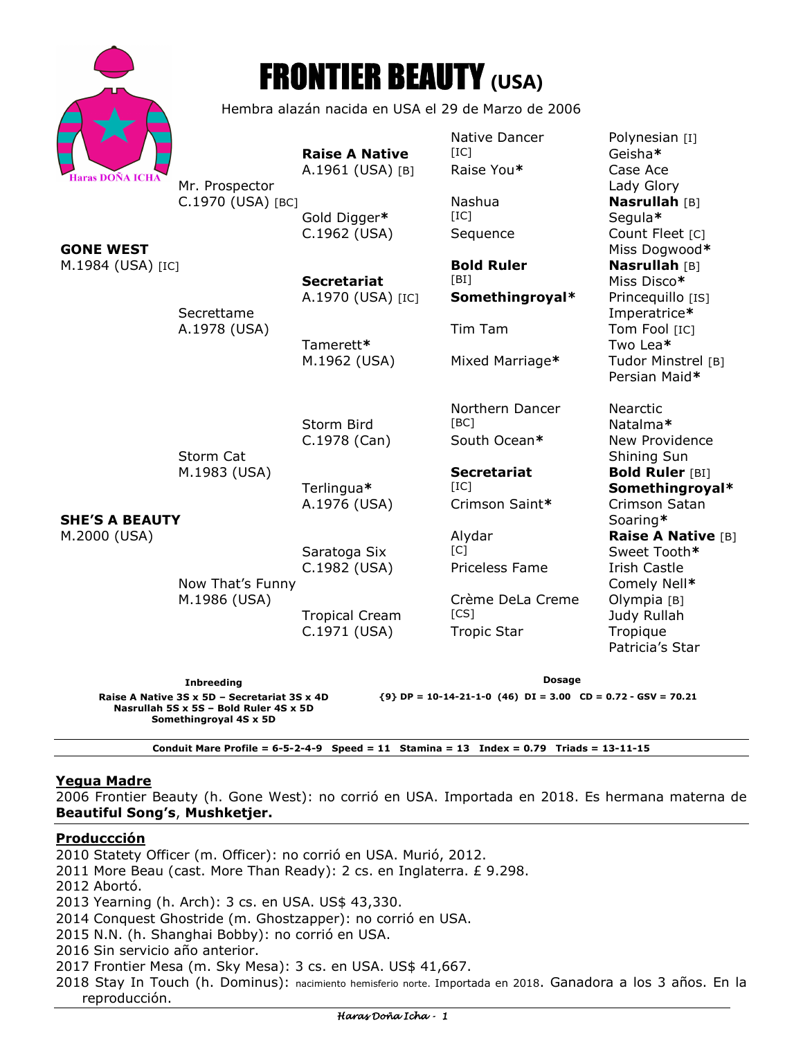# FRONTIER BEAUTY (USA)

Hembra alazán nacida en USA el 29 de Marzo de 2006

Haras DOÑA ICHA

| | | | | |
|---|---|---|---|---|
| **GONE WEST** M.1984 (USA) [IC] | Mr. Prospector C.1970 (USA) [BC] | **Raise A Native** A.1961 (USA) [B] | Native Dancer [IC] | Polynesian [I] |
| | | | | Geisha* |
| | | | Raise You* | Case Ace |
| | | | | Lady Glory |
| | | Gold Digger* C.1962 (USA) | Nashua [IC] | **Nasrullah** [B] |
| | | | | Segula* |
| | | | Sequence | Count Fleet [C] |
| | | | | Miss Dogwood* |
| | Secrettame A.1978 (USA) | **Secretariat** A.1970 (USA) [IC] | **Bold Ruler** [BI] | **Nasrullah** [B] |
| | | | | Miss Disco* |
| | | | **Somethingroyal*** | Princequillo [IS] |
| | | | | Imperatrice* |
| | | Tamerett* M.1962 (USA) | Tim Tam | Tom Fool [IC] |
| | | | | Two Lea* |
| | | | Mixed Marriage* | Tudor Minstrel [B] |
| | | | | Persian Maid* |
| **SHE'S A BEAUTY** M.2000 (USA) | Storm Cat M.1983 (USA) | Storm Bird C.1978 (Can) | Northern Dancer [BC] | Nearctic |
| | | | | Natalma* |
| | | | South Ocean* | New Providence |
| | | | | Shining Sun |
| | | Terlingua* A.1976 (USA) | **Secretariat** [IC] | **Bold Ruler** [BI] |
| | | | | **Somethingroyal*** |
| | | | Crimson Saint* | Crimson Satan |
| | | | | Soaring* |
| | Now That's Funny M.1986 (USA) | Saratoga Six C.1982 (USA) | Alydar [C] | **Raise A Native** [B] |
| | | | | Sweet Tooth* |
| | | | Priceless Fame | Irish Castle |
| | | | | Comely Nell* |
| | | Tropical Cream C.1971 (USA) | Crème DeLa Creme [CS] | Olympia [B] |
| | | | | Judy Rullah |
| | | | Tropic Star | Tropique |
| | | | | Patricia's Star |

**Inbreeding**

**Raise A Native 3S x 5D – Secretariat 3S x 4D**
**Nasrullah 5S x 5S – Bold Ruler 4S x 5D**
**Somethingroyal 4S x 5D**

**Dosage**

**{9} DP = 10-14-21-1-0 (46) DI = 3.00 CD = 0.72 - GSV = 70.21**

**Conduit Mare Profile = 6-5-2-4-9 Speed = 11 Stamina = 13 Index = 0.79 Triads = 13-11-15**

## Yegua Madre

2006 Frontier Beauty (h. Gone West): no corrió en USA. Importada en 2018. Es hermana materna de **Beautiful Song's**, **Mushketjer.**

## Produccción

2010 Statety Officer (m. Officer): no corrió en USA. Murió, 2012.
2011 More Beau (cast. More Than Ready): 2 cs. en Inglaterra. £ 9.298.
2012 Abortó.
2013 Yearning (h. Arch): 3 cs. en USA. US$ 43,330.
2014 Conquest Ghostride (m. Ghostzapper): no corrió en USA.
2015 N.N. (h. Shanghai Bobby): no corrió en USA.
2016 Sin servicio año anterior.
2017 Frontier Mesa (m. Sky Mesa): 3 cs. en USA. US$ 41,667.
2018 Stay In Touch (h. Dominus): nacimiento hemisferio norte. Importada en 2018. Ganadora a los 3 años. En la reproducción.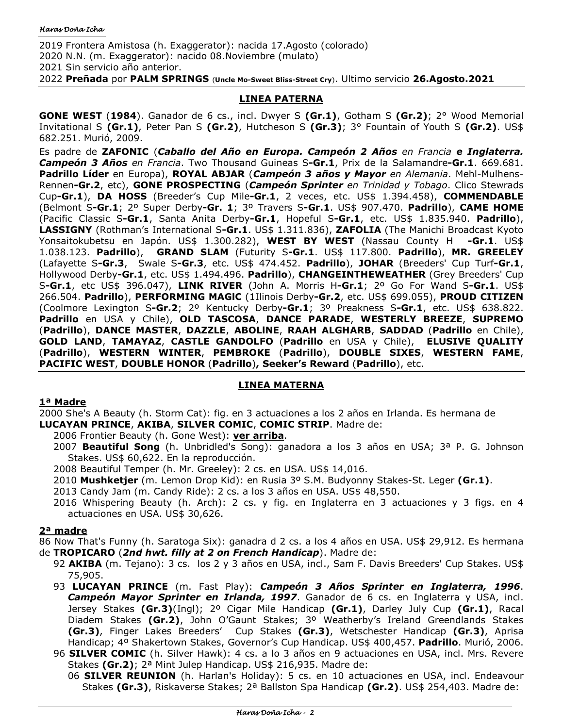2019 Frontera Amistosa (h. Exaggerator): nacida 17.Agosto (colorado)
2020 N.N. (m. Exaggerator): nacido 08.Noviembre (mulato)
2021 Sin servicio año anterior.
2022 **Preñada** por **PALM SPRINGS** (**Uncle Mo-Sweet Bliss-Street Cry**). Ultimo servicio **26.Agosto.2021**

## LINEA PATERNA

**GONE WEST** (**1984**). Ganador de 6 cs., incl. Dwyer S **(Gr.1)**, Gotham S **(Gr.2)**; 2° Wood Memorial Invitational S **(Gr.1)**, Peter Pan S **(Gr.2)**, Hutcheson S **(Gr.3)**; 3° Fountain of Youth S **(Gr.2)**. US$ 682.251. Murió, 2009.

Es padre de **ZAFONIC** (***Caballo del Año en Europa. Campeón 2 Años*** *en Francia* ***e Inglaterra. Campeón 3 Años*** *en Francia*. Two Thousand Guineas S**-Gr.1**, Prix de la Salamandre**-Gr.1**. 669.681. **Padrillo Líder** en Europa), **ROYAL ABJAR** (***Campeón 3 años y Mayor*** *en Alemania*. Mehl-Mulhens-Rennen**-Gr.2**, etc), **GONE PROSPECTING** (***Campeón Sprinter*** *en Trinidad y Tobago*. Clico Stewrads Cup**-Gr.1**), **DA HOSS** (Breeder's Cup Mile**-Gr.1**, 2 veces, etc. US$ 1.394.458), **COMMENDABLE** (Belmont S**-Gr.1**; 2º Super Derby**-Gr. 1**; 3º Travers S**-Gr.1**. US$ 907.470. **Padrillo**), **CAME HOME** (Pacific Classic S**-Gr.1**, Santa Anita Derby**-Gr.1**, Hopeful S**-Gr.1**, etc. US$ 1.835.940. **Padrillo**), **LASSIGNY** (Rothman's International S**-Gr.1**. US$ 1.311.836), **ZAFOLIA** (The Manichi Broadcast Kyoto Yonsaitokubetsu en Japón. US$ 1.300.282), **WEST BY WEST** (Nassau County H **-Gr.1**. US$ 1.038.123. **Padrillo**), **GRAND SLAM** (Futurity S**-Gr.1**. US$ 117.800. **Padrillo**), **MR. GREELEY** (Lafayette S**-Gr.3**, Swale S**-Gr.3**, etc. US$ 474.452. **Padrillo**), **JOHAR** (Breeders' Cup Turf**-Gr.1**, Hollywood Derby**-Gr.1**, etc. US$ 1.494.496. **Padrillo**), **CHANGEINTHEWEATHER** (Grey Breeders' Cup S**-Gr.1**, etc US$ 396.047), **LINK RIVER** (John A. Morris H**-Gr.1**; 2º Go For Wand S**-Gr.1**. US$ 266.504. **Padrillo**), **PERFORMING MAGIC** (1Ilinois Derby**-Gr.2**, etc. US$ 699.055), **PROUD CITIZEN** (Coolmore Lexington S**-Gr.2**; 2º Kentucky Derby**-Gr.1**; 3º Preakness S**-Gr.1**, etc. US$ 638.822. **Padrillo** en USA y Chile), **OLD TASCOSA**, **DANCE PARADE**, **WESTERLY BREEZE**, **SUPREMO** (**Padrillo**), **DANCE MASTER**, **DAZZLE**, **ABOLINE**, **RAAH ALGHARB**, **SADDAD** (**Padrillo** en Chile), **GOLD LAND**, **TAMAYAZ**, **CASTLE GANDOLFO** (**Padrillo** en USA y Chile), **ELUSIVE QUALITY** (**Padrillo**), **WESTERN WINTER**, **PEMBROKE** (**Padrillo**), **DOUBLE SIXES**, **WESTERN FAME**, **PACIFIC WEST**, **DOUBLE HONOR** (**Padrillo**)**, Seeker's Reward** (**Padrillo**), etc.

## LINEA MATERNA

### 1ª Madre

2000 She's A Beauty (h. Storm Cat): fig. en 3 actuaciones a los 2 años en Irlanda. Es hermana de **LUCAYAN PRINCE**, **AKIBA**, **SILVER COMIC**, **COMIC STRIP**. Madre de:

- 2006 Frontier Beauty (h. Gone West): **ver arriba**.
- 2007 **Beautiful Song** (h. Unbridled's Song): ganadora a los 3 años en USA; 3ª P. G. Johnson Stakes. US$ 60,622. En la reproducción.
- 2008 Beautiful Temper (h. Mr. Greeley): 2 cs. en USA. US$ 14,016.
- 2010 **Mushketjer** (m. Lemon Drop Kid): en Rusia 3º S.M. Budyonny Stakes-St. Leger **(Gr.1)**.
- 2013 Candy Jam (m. Candy Ride): 2 cs. a los 3 años en USA. US$ 48,550.
- 2016 Whispering Beauty (h. Arch): 2 cs. y fig. en Inglaterra en 3 actuaciones y 3 figs. en 4 actuaciones en USA. US$ 30,626.

### 2ª madre

86 Now That's Funny (h. Saratoga Six): ganadra d 2 cs. a los 4 años en USA. US$ 29,912. Es hermana de **TROPICARO** (***2nd hwt. filly at 2 on French Handicap***). Madre de:

- 92 **AKIBA** (m. Tejano): 3 cs. los 2 y 3 años en USA, incl., Sam F. Davis Breeders' Cup Stakes. US$ 75,905.
- 93 **LUCAYAN PRINCE** (m. Fast Play): ***Campeón 3 Años Sprinter en Inglaterra, 1996***. ***Campeón Mayor Sprinter en Irlanda, 1997***. Ganador de 6 cs. en Inglaterra y USA, incl. Jersey Stakes **(Gr.3)**(Ingl); 2º Cigar Mile Handicap **(Gr.1)**, Darley July Cup **(Gr.1)**, Racal Diadem Stakes **(Gr.2)**, John O'Gaunt Stakes; 3º Weatherby's Ireland Greendlands Stakes **(Gr.3)**, Finger Lakes Breeders' Cup Stakes **(Gr.3)**, Wetschester Handicap **(Gr.3)**, Aprisa Handicap; 4º Shakertown Stakes, Governor's Cup Handicap. US$ 400,457. **Padrillo**. Murió, 2006.
- 96 **SILVER COMIC** (h. Silver Hawk): 4 cs. a lo 3 años en 9 actuaciones en USA, incl. Mrs. Revere Stakes **(Gr.2)**; 2ª Mint Julep Handicap. US$ 216,935. Madre de:
  - 06 **SILVER REUNION** (h. Harlan's Holiday): 5 cs. en 10 actuaciones en USA, incl. Endeavour Stakes **(Gr.3)**, Riskaverse Stakes; 2ª Ballston Spa Handicap **(Gr.2)**. US$ 254,403. Madre de: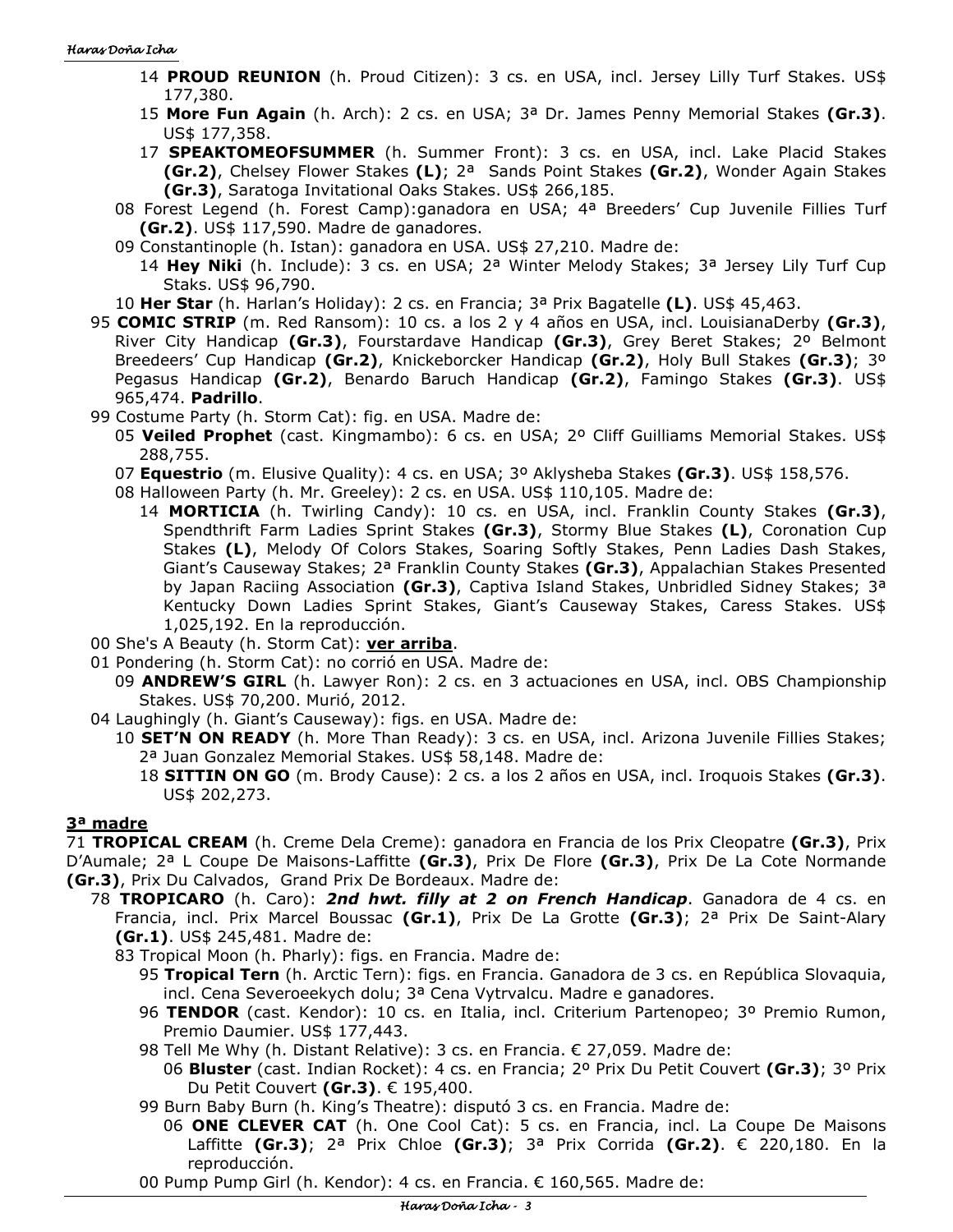14 **PROUD REUNION** (h. Proud Citizen): 3 cs. en USA, incl. Jersey Lilly Turf Stakes. US$ 177,380.

15 **More Fun Again** (h. Arch): 2 cs. en USA; 3ª Dr. James Penny Memorial Stakes **(Gr.3)**. US$ 177,358.

17 **SPEAKTOMEOFSUMMER** (h. Summer Front): 3 cs. en USA, incl. Lake Placid Stakes **(Gr.2)**, Chelsey Flower Stakes **(L)**; 2ª Sands Point Stakes **(Gr.2)**, Wonder Again Stakes **(Gr.3)**, Saratoga Invitational Oaks Stakes. US$ 266,185.

08 Forest Legend (h. Forest Camp):ganadora en USA; 4ª Breeders' Cup Juvenile Fillies Turf **(Gr.2)**. US$ 117,590. Madre de ganadores.

09 Constantinople (h. Istan): ganadora en USA. US$ 27,210. Madre de:

14 **Hey Niki** (h. Include): 3 cs. en USA; 2ª Winter Melody Stakes; 3ª Jersey Lily Turf Cup Staks. US$ 96,790.

10 **Her Star** (h. Harlan's Holiday): 2 cs. en Francia; 3ª Prix Bagatelle **(L)**. US$ 45,463.

95 **COMIC STRIP** (m. Red Ransom): 10 cs. a los 2 y 4 años en USA, incl. LouisianaDerby **(Gr.3)**, River City Handicap **(Gr.3)**, Fourstardave Handicap **(Gr.3)**, Grey Beret Stakes; 2º Belmont Breedeers' Cup Handicap **(Gr.2)**, Knickeborcker Handicap **(Gr.2)**, Holy Bull Stakes **(Gr.3)**; 3º Pegasus Handicap **(Gr.2)**, Benardo Baruch Handicap **(Gr.2)**, Famingo Stakes **(Gr.3)**. US$ 965,474. **Padrillo**.

99 Costume Party (h. Storm Cat): fig. en USA. Madre de:

05 **Veiled Prophet** (cast. Kingmambo): 6 cs. en USA; 2º Cliff Guilliams Memorial Stakes. US$ 288,755.

07 **Equestrio** (m. Elusive Quality): 4 cs. en USA; 3º Aklysheba Stakes **(Gr.3)**. US$ 158,576.

08 Halloween Party (h. Mr. Greeley): 2 cs. en USA. US$ 110,105. Madre de:

14 **MORTICIA** (h. Twirling Candy): 10 cs. en USA, incl. Franklin County Stakes **(Gr.3)**, Spendthrift Farm Ladies Sprint Stakes **(Gr.3)**, Stormy Blue Stakes **(L)**, Coronation Cup Stakes **(L)**, Melody Of Colors Stakes, Soaring Softly Stakes, Penn Ladies Dash Stakes, Giant's Causeway Stakes; 2ª Franklin County Stakes **(Gr.3)**, Appalachian Stakes Presented by Japan Raciing Association **(Gr.3)**, Captiva Island Stakes, Unbridled Sidney Stakes; 3ª Kentucky Down Ladies Sprint Stakes, Giant's Causeway Stakes, Caress Stakes. US$ 1,025,192. En la reproducción.

00 She's A Beauty (h. Storm Cat): **ver arriba**.

01 Pondering (h. Storm Cat): no corrió en USA. Madre de:

09 **ANDREW'S GIRL** (h. Lawyer Ron): 2 cs. en 3 actuaciones en USA, incl. OBS Championship Stakes. US$ 70,200. Murió, 2012.

04 Laughingly (h. Giant's Causeway): figs. en USA. Madre de:

10 **SET'N ON READY** (h. More Than Ready): 3 cs. en USA, incl. Arizona Juvenile Fillies Stakes; 2ª Juan Gonzalez Memorial Stakes. US$ 58,148. Madre de:

18 **SITTIN ON GO** (m. Brody Cause): 2 cs. a los 2 años en USA, incl. Iroquois Stakes **(Gr.3)**. US$ 202,273.

## 3ª madre

71 **TROPICAL CREAM** (h. Creme Dela Creme): ganadora en Francia de los Prix Cleopatre **(Gr.3)**, Prix D'Aumale; 2ª L Coupe De Maisons-Laffitte **(Gr.3)**, Prix De Flore **(Gr.3)**, Prix De La Cote Normande **(Gr.3)**, Prix Du Calvados, Grand Prix De Bordeaux. Madre de:

78 **TROPICARO** (h. Caro): ***2nd hwt. filly at 2 on French Handicap***. Ganadora de 4 cs. en Francia, incl. Prix Marcel Boussac **(Gr.1)**, Prix De La Grotte **(Gr.3)**; 2ª Prix De Saint-Alary **(Gr.1)**. US$ 245,481. Madre de:

83 Tropical Moon (h. Pharly): figs. en Francia. Madre de:

95 **Tropical Tern** (h. Arctic Tern): figs. en Francia. Ganadora de 3 cs. en República Slovaquia, incl. Cena Severoeekych dolu; 3ª Cena Vytrvalcu. Madre e ganadores.

96 **TENDOR** (cast. Kendor): 10 cs. en Italia, incl. Criterium Partenopeo; 3º Premio Rumon, Premio Daumier. US$ 177,443.

98 Tell Me Why (h. Distant Relative): 3 cs. en Francia. € 27,059. Madre de:

06 **Bluster** (cast. Indian Rocket): 4 cs. en Francia; 2º Prix Du Petit Couvert **(Gr.3)**; 3º Prix Du Petit Couvert **(Gr.3)**. € 195,400.

99 Burn Baby Burn (h. King's Theatre): disputó 3 cs. en Francia. Madre de:

06 **ONE CLEVER CAT** (h. One Cool Cat): 5 cs. en Francia, incl. La Coupe De Maisons Laffitte **(Gr.3)**; 2ª Prix Chloe **(Gr.3)**; 3ª Prix Corrida **(Gr.2)**. € 220,180. En la reproducción.

00 Pump Pump Girl (h. Kendor): 4 cs. en Francia. € 160,565. Madre de: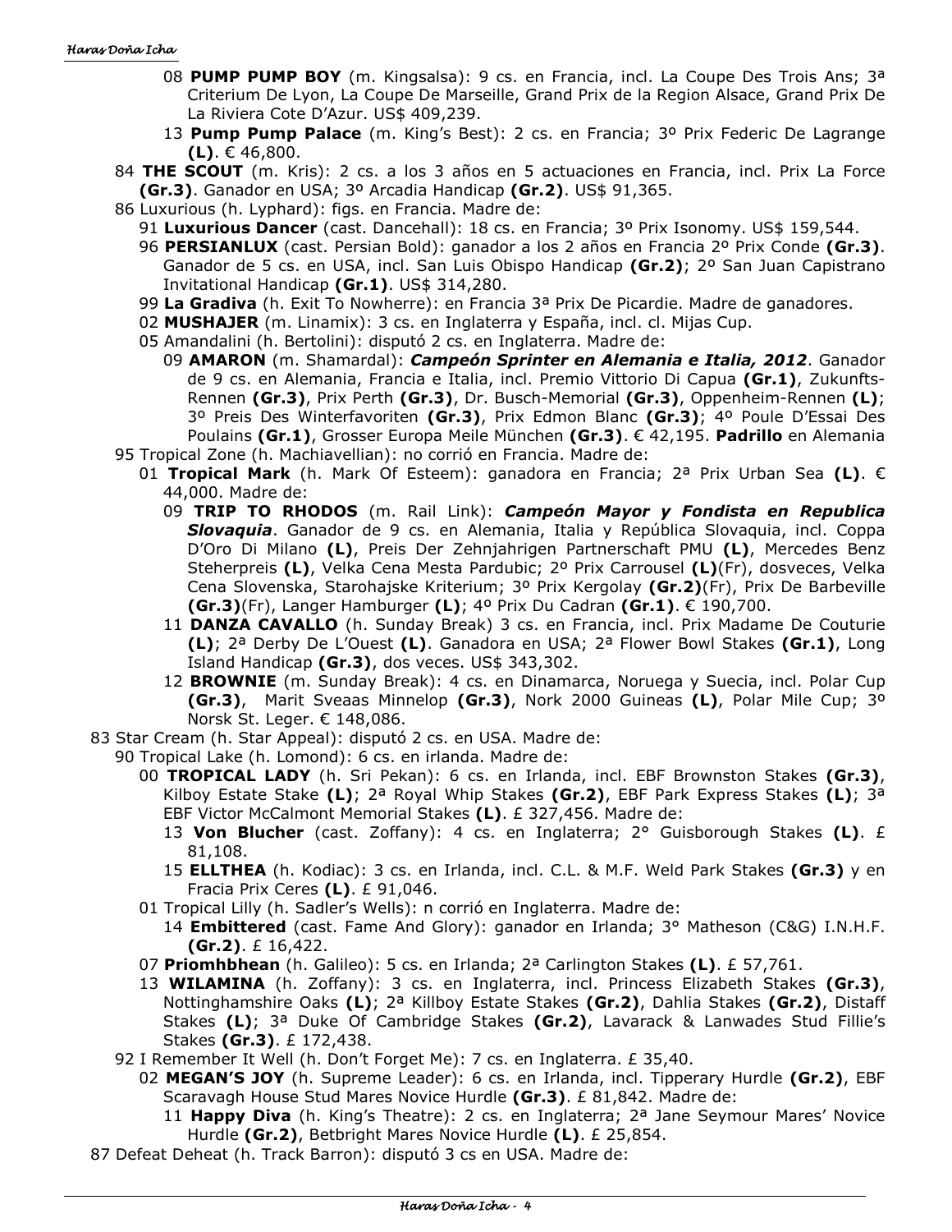- 08 **PUMP PUMP BOY** (m. Kingsalsa): 9 cs. en Francia, incl. La Coupe Des Trois Ans; 3ª Criterium De Lyon, La Coupe De Marseille, Grand Prix de la Region Alsace, Grand Prix De La Riviera Cote D'Azur. US$ 409,239.
- 13 **Pump Pump Palace** (m. King's Best): 2 cs. en Francia; 3º Prix Federic De Lagrange **(L)**. € 46,800.

84 **THE SCOUT** (m. Kris): 2 cs. a los 3 años en 5 actuaciones en Francia, incl. Prix La Force **(Gr.3)**. Ganador en USA; 3º Arcadia Handicap **(Gr.2)**. US$ 91,365.

86 Luxurious (h. Lyphard): figs. en Francia. Madre de:

- 91 **Luxurious Dancer** (cast. Dancehall): 18 cs. en Francia; 3º Prix Isonomy. US$ 159,544.
- 96 **PERSIANLUX** (cast. Persian Bold): ganador a los 2 años en Francia 2º Prix Conde **(Gr.3)**. Ganador de 5 cs. en USA, incl. San Luis Obispo Handicap **(Gr.2)**; 2º San Juan Capistrano Invitational Handicap **(Gr.1)**. US$ 314,280.
- 99 **La Gradiva** (h. Exit To Nowherre): en Francia 3ª Prix De Picardie. Madre de ganadores.
- 02 **MUSHAJER** (m. Linamix): 3 cs. en Inglaterra y España, incl. cl. Mijas Cup.
- 05 Amandalini (h. Bertolini): disputó 2 cs. en Inglaterra. Madre de:
  - 09 **AMARON** (m. Shamardal): ***Campeón Sprinter en Alemania e Italia, 2012***. Ganador de 9 cs. en Alemania, Francia e Italia, incl. Premio Vittorio Di Capua **(Gr.1)**, Zukunfts-Rennen **(Gr.3)**, Prix Perth **(Gr.3)**, Dr. Busch-Memorial **(Gr.3)**, Oppenheim-Rennen **(L)**; 3º Preis Des Winterfavoriten **(Gr.3)**, Prix Edmon Blanc **(Gr.3)**; 4º Poule D'Essai Des Poulains **(Gr.1)**, Grosser Europa Meile München **(Gr.3)**. € 42,195. **Padrillo** en Alemania

95 Tropical Zone (h. Machiavellian): no corrió en Francia. Madre de:

- 01 **Tropical Mark** (h. Mark Of Esteem): ganadora en Francia; 2ª Prix Urban Sea **(L)**. € 44,000. Madre de:
  - 09 **TRIP TO RHODOS** (m. Rail Link): ***Campeón Mayor y Fondista en Republica Slovaquia***. Ganador de 9 cs. en Alemania, Italia y República Slovaquia, incl. Coppa D'Oro Di Milano **(L)**, Preis Der Zehnjahrigen Partnerschaft PMU **(L)**, Mercedes Benz Steherpreis **(L)**, Velka Cena Mesta Pardubic; 2º Prix Carrousel **(L)**(Fr), dosveces, Velka Cena Slovenska, Starohajske Kriterium; 3º Prix Kergolay **(Gr.2)**(Fr), Prix De Barbeville **(Gr.3)**(Fr), Langer Hamburger **(L)**; 4º Prix Du Cadran **(Gr.1)**. € 190,700.
  - 11 **DANZA CAVALLO** (h. Sunday Break) 3 cs. en Francia, incl. Prix Madame De Couturie **(L)**; 2ª Derby De L'Ouest **(L)**. Ganadora en USA; 2ª Flower Bowl Stakes **(Gr.1)**, Long Island Handicap **(Gr.3)**, dos veces. US$ 343,302.
  - 12 **BROWNIE** (m. Sunday Break): 4 cs. en Dinamarca, Noruega y Suecia, incl. Polar Cup **(Gr.3)**, Marit Sveaas Minnelop **(Gr.3)**, Nork 2000 Guineas **(L)**, Polar Mile Cup; 3º Norsk St. Leger. € 148,086.

83 Star Cream (h. Star Appeal): disputó 2 cs. en USA. Madre de:

- 90 Tropical Lake (h. Lomond): 6 cs. en irlanda. Madre de:
  - 00 **TROPICAL LADY** (h. Sri Pekan): 6 cs. en Irlanda, incl. EBF Brownston Stakes **(Gr.3)**, Kilboy Estate Stake **(L)**; 2ª Royal Whip Stakes **(Gr.2)**, EBF Park Express Stakes **(L)**; 3ª EBF Victor McCalmont Memorial Stakes **(L)**. £ 327,456. Madre de:
    - 13 **Von Blucher** (cast. Zoffany): 4 cs. en Inglaterra; 2° Guisborough Stakes **(L)**. £ 81,108.
    - 15 **ELLTHEA** (h. Kodiac): 3 cs. en Irlanda, incl. C.L. & M.F. Weld Park Stakes **(Gr.3)** y en Fracia Prix Ceres **(L)**. £ 91,046.
  - 01 Tropical Lilly (h. Sadler's Wells): n corrió en Inglaterra. Madre de:
    - 14 **Embittered** (cast. Fame And Glory): ganador en Irlanda; 3° Matheson (C&G) I.N.H.F. **(Gr.2)**. £ 16,422.
  - 07 **Priomhbhean** (h. Galileo): 5 cs. en Irlanda; 2ª Carlington Stakes **(L)**. £ 57,761.
  - 13 **WILAMINA** (h. Zoffany): 3 cs. en Inglaterra, incl. Princess Elizabeth Stakes **(Gr.3)**, Nottinghamshire Oaks **(L)**; 2ª Killboy Estate Stakes **(Gr.2)**, Dahlia Stakes **(Gr.2)**, Distaff Stakes **(L)**; 3ª Duke Of Cambridge Stakes **(Gr.2)**, Lavarack & Lanwades Stud Fillie's Stakes **(Gr.3)**. £ 172,438.
- 92 I Remember It Well (h. Don't Forget Me): 7 cs. en Inglaterra. £ 35,40.
  - 02 **MEGAN'S JOY** (h. Supreme Leader): 6 cs. en Irlanda, incl. Tipperary Hurdle **(Gr.2)**, EBF Scaravagh House Stud Mares Novice Hurdle **(Gr.3)**. £ 81,842. Madre de:
    - 11 **Happy Diva** (h. King's Theatre): 2 cs. en Inglaterra; 2ª Jane Seymour Mares' Novice Hurdle **(Gr.2)**, Betbright Mares Novice Hurdle **(L)**. £ 25,854.

87 Defeat Deheat (h. Track Barron): disputó 3 cs en USA. Madre de: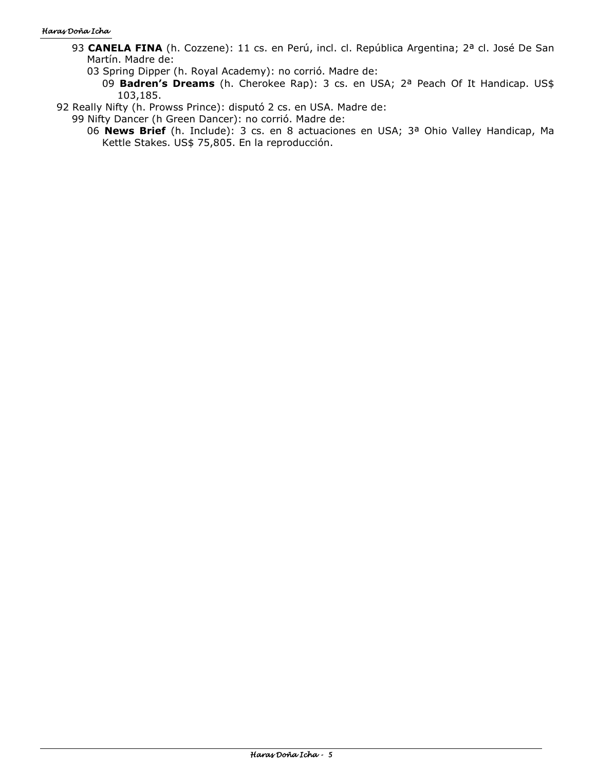93 **CANELA FINA** (h. Cozzene): 11 cs. en Perú, incl. cl. República Argentina; 2ª cl. José De San Martín. Madre de:

03 Spring Dipper (h. Royal Academy): no corrió. Madre de:

09 **Badren's Dreams** (h. Cherokee Rap): 3 cs. en USA; 2ª Peach Of It Handicap. US$ 103,185.

92 Really Nifty (h. Prowss Prince): disputó 2 cs. en USA. Madre de:

99 Nifty Dancer (h Green Dancer): no corrió. Madre de:

06 **News Brief** (h. Include): 3 cs. en 8 actuaciones en USA; 3ª Ohio Valley Handicap, Ma Kettle Stakes. US$ 75,805. En la reproducción.